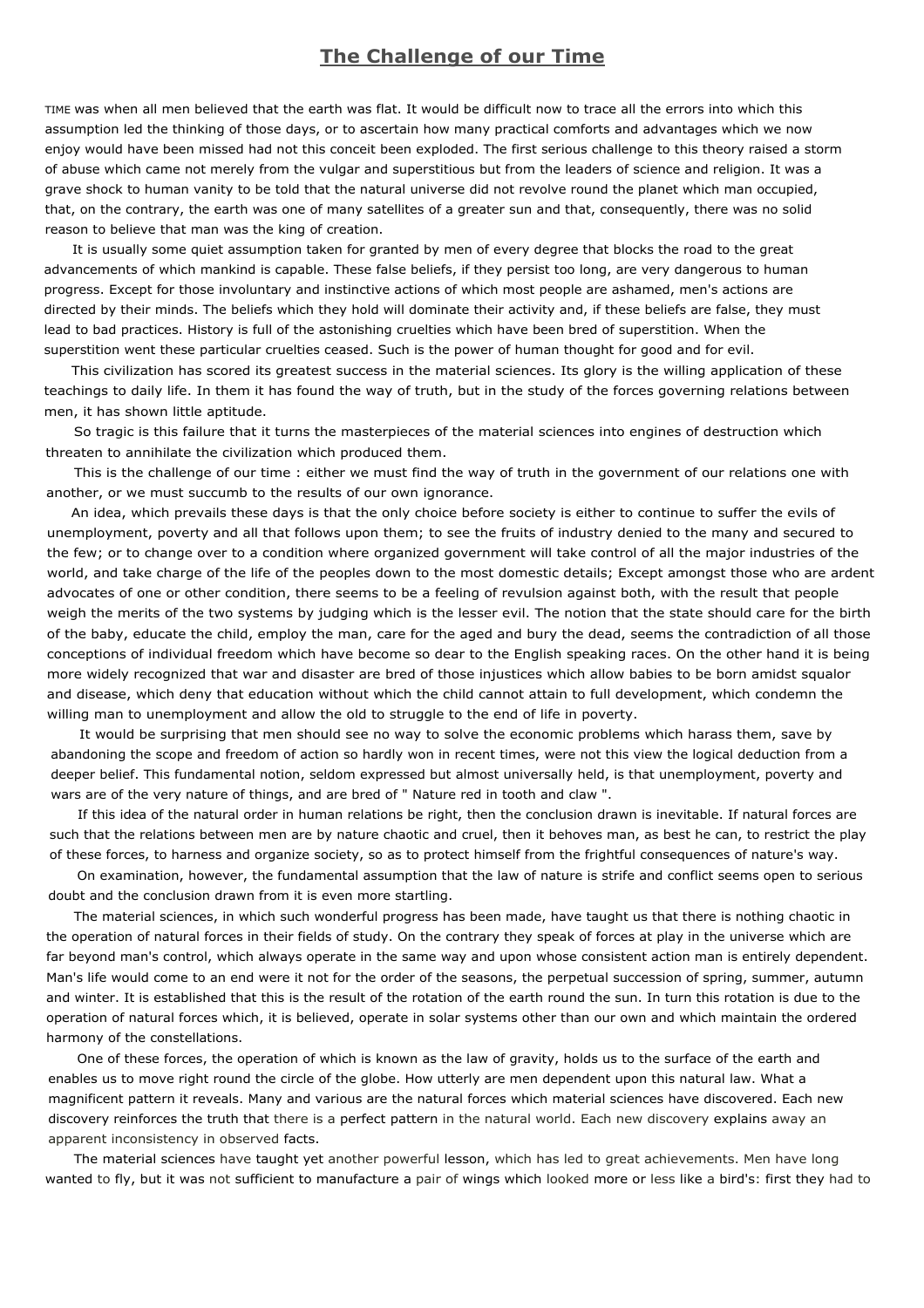# The Challenge of our Time

TIME was when all men believed that the earth was flat. It would be difficult now to trace all the errors into which this assumption led the thinking of those days, or to ascertain how many practical comforts and advantages which we now enjoy would have been missed had not this conceit been exploded. The first serious challenge to this theory raised a storm of abuse which came not merely from the vulgar and superstitious but from the leaders of science and religion. It was a grave shock to human vanity to be told that the natural universe did not revolve round the planet which man occupied, that, on the contrary, the earth was one of many satellites of a greater sun and that, consequently, there was no solid reason to believe that man was the king of creation.

It is usually some quiet assumption taken for granted by men of every degree that blocks the road to the great advancements of which mankind is capable. These false beliefs, if they persist too long, are very dangerous to human progress. Except for those involuntary and instinctive actions of which most people are ashamed, men's actions are directed by their minds. The beliefs which they hold will dominate their activity and, if these beliefs are false, they must lead to bad practices. History is full of the astonishing cruelties which have been bred of superstition. When the superstition went these particular cruelties ceased. Such is the power of human thought for good and for evil.

This civilization has scored its greatest success in the material sciences. Its glory is the willing application of these teachings to daily life. In them it has found the way of truth, but in the study of the forces governing relations between men, it has shown little aptitude.

So tragic is this failure that it turns the masterpieces of the material sciences into engines of destruction which threaten to annihilate the civilization which produced them.

This is the challenge of our time : either we must find the way of truth in the government of our relations one with another, or we must succumb to the results of our own ignorance.

An idea, which prevails these days is that the only choice before society is either to continue to suffer the evils of unemployment, poverty and all that follows upon them; to see the fruits of industry denied to the many and secured to the few; or to change over to a condition where organized government will take control of all the major industries of the world, and take charge of the life of the peoples down to the most domestic details; Except amongst those who are ardent advocates of one or other condition, there seems to be a feeling of revulsion against both, with the result that people weigh the merits of the two systems by judging which is the lesser evil. The notion that the state should care for the birth of the baby, educate the child, employ the man, care for the aged and bury the dead, seems the contradiction of all those conceptions of individual freedom which have become so dear to the English speaking races. On the other hand it is being more widely recognized that war and disaster are bred of those injustices which allow babies to be born amidst squalor and disease, which deny that education without which the child cannot attain to full development, which condemn the willing man to unemployment and allow the old to struggle to the end of life in poverty.

It would be surprising that men should see no way to solve the economic problems which harass them, save by abandoning the scope and freedom of action so hardly won in recent times, were not this view the logical deduction from a deeper belief. This fundamental notion, seldom expressed but almost universally held, is that unemployment, poverty and wars are of the very nature of things, and are bred of " Nature red in tooth and claw ".

If this idea of the natural order in human relations be right, then the conclusion drawn is inevitable. If natural forces are such that the relations between men are by nature chaotic and cruel, then it behoves man, as best he can, to restrict the play of these forces, to harness and organize society, so as to protect himself from the frightful consequences of nature's way.

On examination, however, the fundamental assumption that the law of nature is strife and conflict seems open to serious doubt and the conclusion drawn from it is even more startling.

The material sciences, in which such wonderful progress has been made, have taught us that there is nothing chaotic in the operation of natural forces in their fields of study. On the contrary they speak of forces at play in the universe which are far beyond man's control, which always operate in the same way and upon whose consistent action man is entirely dependent. Man's life would come to an end were it not for the order of the seasons, the perpetual succession of spring, summer, autumn and winter. It is established that this is the result of the rotation of the earth round the sun. In turn this rotation is due to the operation of natural forces which, it is believed, operate in solar systems other than our own and which maintain the ordered harmony of the constellations.

One of these forces, the operation of which is known as the law of gravity, holds us to the surface of the earth and enables us to move right round the circle of the globe. How utterly are men dependent upon this natural law. What a magnificent pattern it reveals. Many and various are the natural forces which material sciences have discovered. Each new discovery reinforces the truth that there is a perfect pattern in the natural world. Each new discovery explains away an apparent inconsistency in observed facts.

The material sciences have taught yet another powerful lesson, which has led to great achievements. Men have long wanted to fly, but it was not sufficient to manufacture a pair of wings which looked more or less like a bird's: first they had to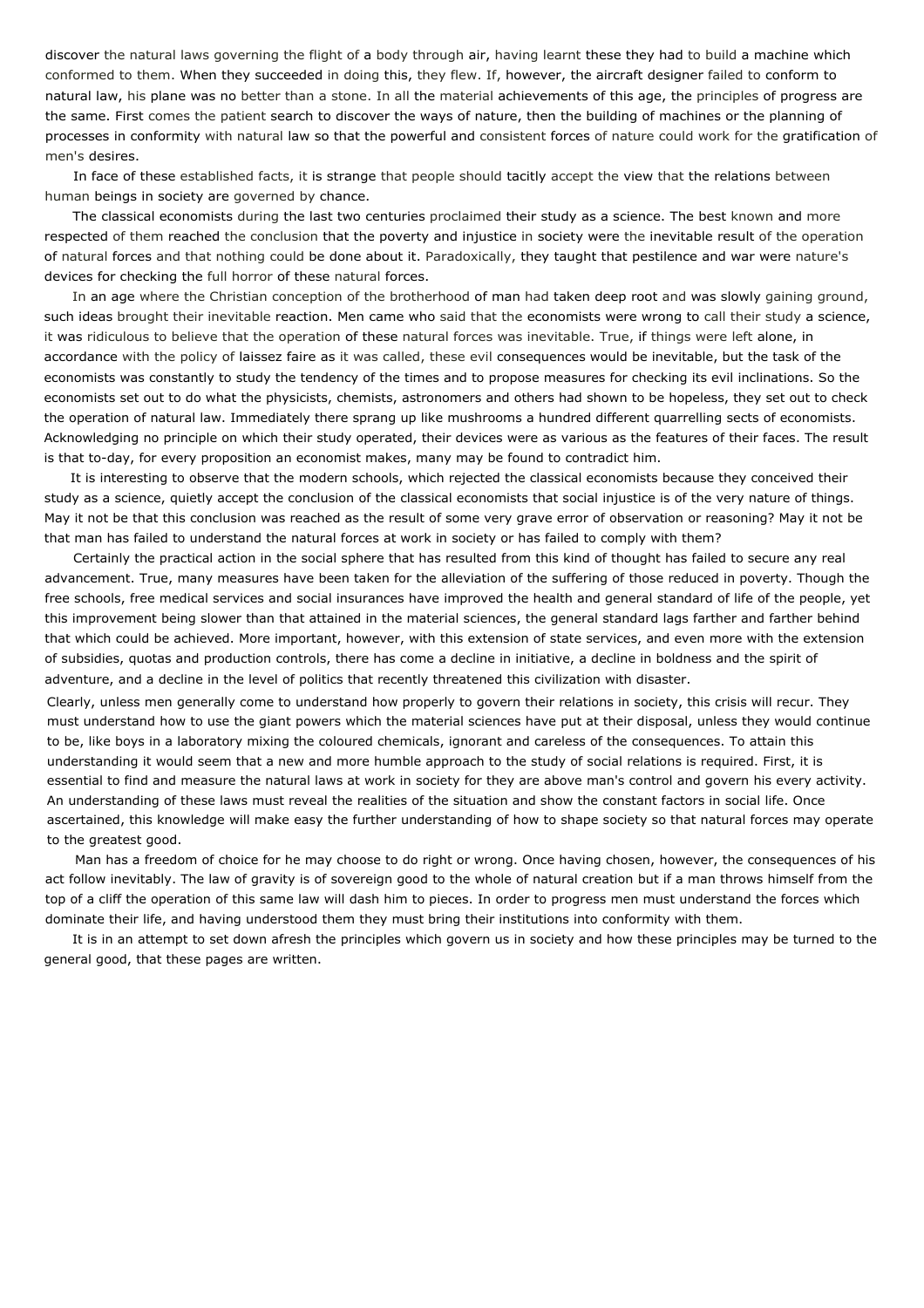discover the natural laws governing the flight of a body through air, having learnt these they had to build a machine which conformed to them. When they succeeded in doing this, they flew. If, however, the aircraft designer failed to conform to natural law, his plane was no better than a stone. In all the material achievements of this age, the principles of progress are the same. First comes the patient search to discover the ways of nature, then the building of machines or the planning of processes in conformity with natural law so that the powerful and consistent forces of nature could work for the gratification of men's desires.

In face of these established facts, it is strange that people should tacitly accept the view that the relations between human beings in society are governed by chance.

The classical economists during the last two centuries proclaimed their study as a science. The best known and more respected of them reached the conclusion that the poverty and injustice in society were the inevitable result of the operation of natural forces and that nothing could be done about it. Paradoxically, they taught that pestilence and war were nature's devices for checking the full horror of these natural forces.

In an age where the Christian conception of the brotherhood of man had taken deep root and was slowly gaining ground, such ideas brought their inevitable reaction. Men came who said that the economists were wrong to call their study a science, it was ridiculous to believe that the operation of these natural forces was inevitable. True, if things were left alone, in accordance with the policy of laissez faire as it was called, these evil consequences would be inevitable, but the task of the economists was constantly to study the tendency of the times and to propose measures for checking its evil inclinations. So the economists set out to do what the physicists, chemists, astronomers and others had shown to be hopeless, they set out to check the operation of natural law. Immediately there sprang up like mushrooms a hundred different quarrelling sects of economists. Acknowledging no principle on which their study operated, their devices were as various as the features of their faces. The result is that to-day, for every proposition an economist makes, many may be found to contradict him.

It is interesting to observe that the modern schools, which rejected the classical economists because they conceived their study as a science, quietly accept the conclusion of the classical economists that social injustice is of the very nature of things. May it not be that this conclusion was reached as the result of some very grave error of observation or reasoning? May it not be that man has failed to understand the natural forces at work in society or has failed to comply with them?

Certainly the practical action in the social sphere that has resulted from this kind of thought has failed to secure any real advancement. True, many measures have been taken for the alleviation of the suffering of those reduced in poverty. Though the free schools, free medical services and social insurances have improved the health and general standard of life of the people, yet this improvement being slower than that attained in the material sciences, the general standard lags farther and farther behind that which could be achieved. More important, however, with this extension of state services, and even more with the extension of subsidies, quotas and production controls, there has come a decline in initiative, a decline in boldness and the spirit of adventure, and a decline in the level of politics that recently threatened this civilization with disaster.

Clearly, unless men generally come to understand how properly to govern their relations in society, this crisis will recur. They must understand how to use the giant powers which the material sciences have put at their disposal, unless they would continue to be, like boys in a laboratory mixing the coloured chemicals, ignorant and careless of the consequences. To attain this understanding it would seem that a new and more humble approach to the study of social relations is required. First, it is essential to find and measure the natural laws at work in society for they are above man's control and govern his every activity. An understanding of these laws must reveal the realities of the situation and show the constant factors in social life. Once ascertained, this knowledge will make easy the further understanding of how to shape society so that natural forces may operate to the greatest good.

Man has a freedom of choice for he may choose to do right or wrong. Once having chosen, however, the consequences of his act follow inevitably. The law of gravity is of sovereign good to the whole of natural creation but if a man throws himself from the top of a cliff the operation of this same law will dash him to pieces. In order to progress men must understand the forces which dominate their life, and having understood them they must bring their institutions into conformity with them.

It is in an attempt to set down afresh the principles which govern us in society and how these principles may be turned to the general good, that these pages are written.